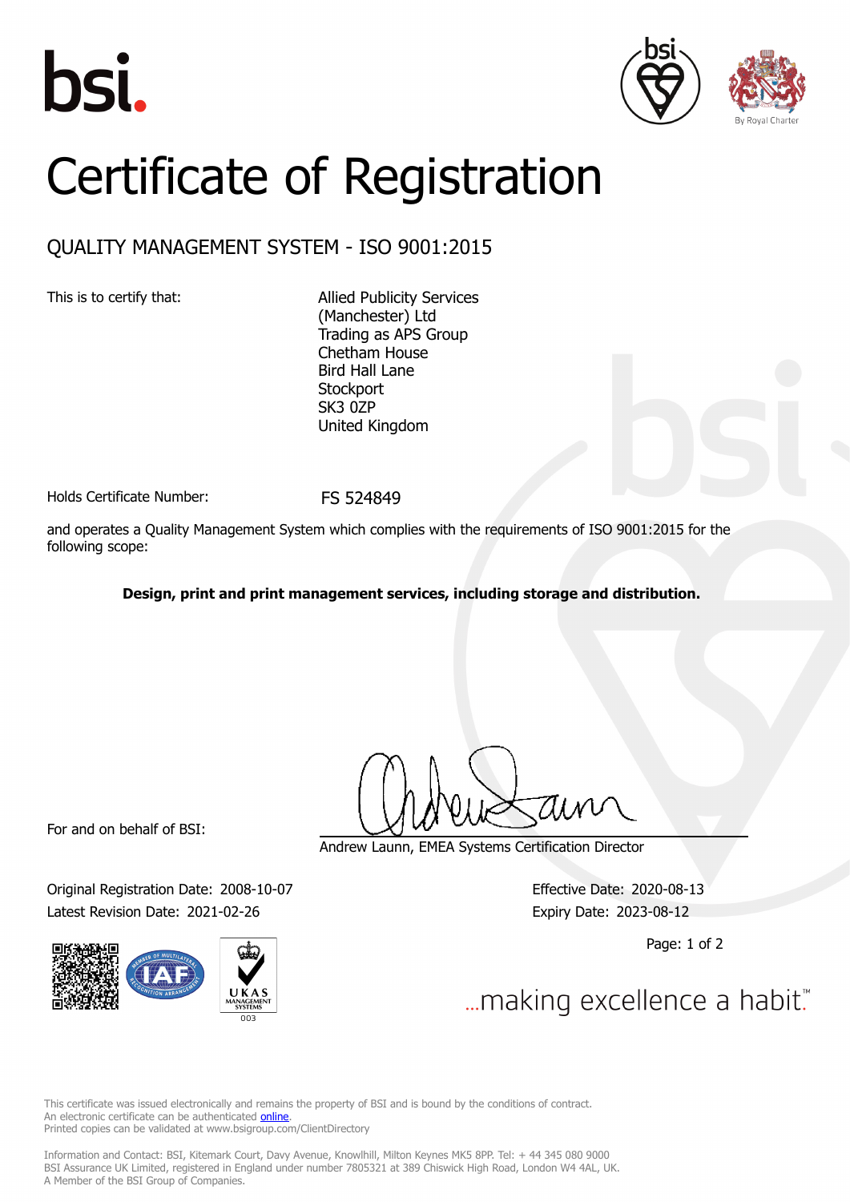bsi.

By Royal Charter

# Certificate of Registration

## QUALITY MANAGEMENT SYSTEM - ISO 9001:2015

This is to certify that:

Allied Publicity Services (Manchester) Ltd
Trading as APS Group
Chetham House
Bird Hall Lane
Stockport
SK3 0ZP
United Kingdom

Holds Certificate Number: FS 524849

and operates a Quality Management System which complies with the requirements of ISO 9001:2015 for the following scope:

**Design, print and print management services, including storage and distribution.**

For and on behalf of BSI:

Andrew Launn, EMEA Systems Certification Director

Original Registration Date: 2008-10-07
Latest Revision Date: 2021-02-26

Effective Date: 2020-08-13
Expiry Date: 2023-08-12

UKAS MANAGEMENT SYSTEMS 003

...making excellence a habit.™

This certificate was issued electronically and remains the property of BSI and is bound by the conditions of contract.
An electronic certificate can be authenticated online.
Printed copies can be validated at www.bsigroup.com/ClientDirectory

Information and Contact: BSI, Kitemark Court, Davy Avenue, Knowlhill, Milton Keynes MK5 8PP. Tel: + 44 345 080 9000
BSI Assurance UK Limited, registered in England under number 7805321 at 389 Chiswick High Road, London W4 4AL, UK.
A Member of the BSI Group of Companies.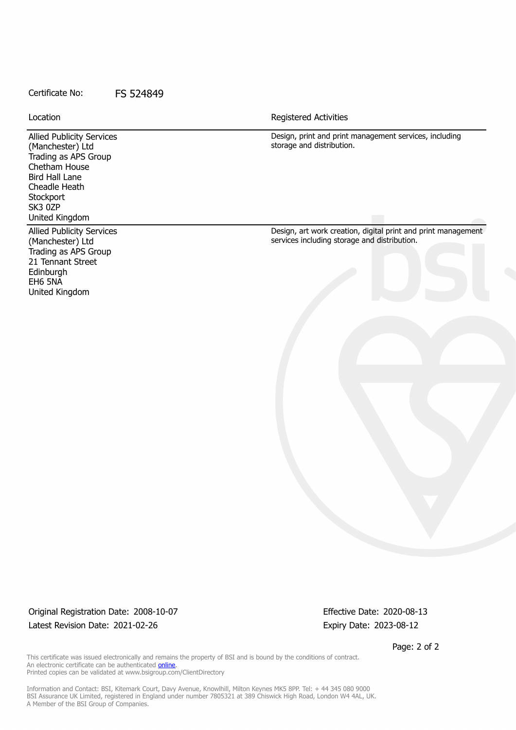Certificate No: FS 524849

| Location | Registered Activities |
| --- | --- |
| Allied Publicity Services (Manchester) Ltd Trading as APS Group Chetham House Bird Hall Lane Cheadle Heath Stockport SK3 0ZP United Kingdom | Design, print and print management services, including storage and distribution. |
| Allied Publicity Services (Manchester) Ltd Trading as APS Group 21 Tennant Street Edinburgh EH6 5NA United Kingdom | Design, art work creation, digital print and print management services including storage and distribution. |

Original Registration Date: 2008-10-07

Latest Revision Date: 2021-02-26

Effective Date: 2020-08-13

Expiry Date: 2023-08-12

This certificate was issued electronically and remains the property of BSI and is bound by the conditions of contract.
An electronic certificate can be authenticated online.
Printed copies can be validated at www.bsigroup.com/ClientDirectory

Information and Contact: BSI, Kitemark Court, Davy Avenue, Knowlhill, Milton Keynes MK5 8PP. Tel: + 44 345 080 9000
BSI Assurance UK Limited, registered in England under number 7805321 at 389 Chiswick High Road, London W4 4AL, UK.
A Member of the BSI Group of Companies.